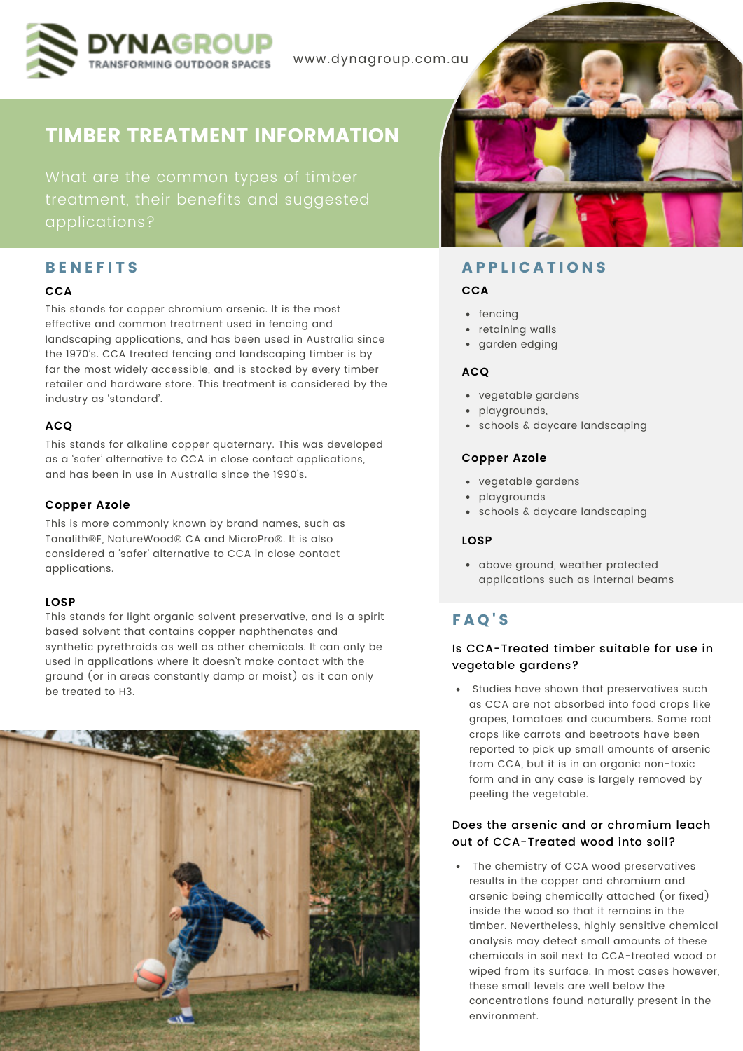DYNAGROUP
TRANSFORMING OUTDOOR SPACES

www.dynagroup.com.au

# TIMBER TREATMENT INFORMATION

What are the common types of timber treatment, their benefits and suggested applications?

## BENEFITS

### CCA

This stands for copper chromium arsenic. It is the most effective and common treatment used in fencing and landscaping applications, and has been used in Australia since the 1970's. CCA treated fencing and landscaping timber is by far the most widely accessible, and is stocked by every timber retailer and hardware store. This treatment is considered by the industry as 'standard'.

### ACQ

This stands for alkaline copper quaternary. This was developed as a 'safer' alternative to CCA in close contact applications, and has been in use in Australia since the 1990's.

### Copper Azole

This is more commonly known by brand names, such as Tanalith®E, NatureWood® CA and MicroPro®. It is also considered a 'safer' alternative to CCA in close contact applications.

### LOSP

This stands for light organic solvent preservative, and is a spirit based solvent that contains copper naphthenates and synthetic pyrethroids as well as other chemicals. It can only be used in applications where it doesn't make contact with the ground (or in areas constantly damp or moist) as it can only be treated to H3.

## APPLICATIONS

### CCA

- fencing
- retaining walls
- garden edging

### ACQ

- vegetable gardens
- playgrounds,
- schools & daycare landscaping

### Copper Azole

- vegetable gardens
- playgrounds
- schools & daycare landscaping

### LOSP

- above ground, weather protected applications such as internal beams

## FAQ'S

### Is CCA-Treated timber suitable for use in vegetable gardens?

- Studies have shown that preservatives such as CCA are not absorbed into food crops like grapes, tomatoes and cucumbers. Some root crops like carrots and beetroots have been reported to pick up small amounts of arsenic from CCA, but it is in an organic non-toxic form and in any case is largely removed by peeling the vegetable.

### Does the arsenic and or chromium leach out of CCA-Treated wood into soil?

- The chemistry of CCA wood preservatives results in the copper and chromium and arsenic being chemically attached (or fixed) inside the wood so that it remains in the timber. Nevertheless, highly sensitive chemical analysis may detect small amounts of these chemicals in soil next to CCA-treated wood or wiped from its surface. In most cases however, these small levels are well below the concentrations found naturally present in the environment.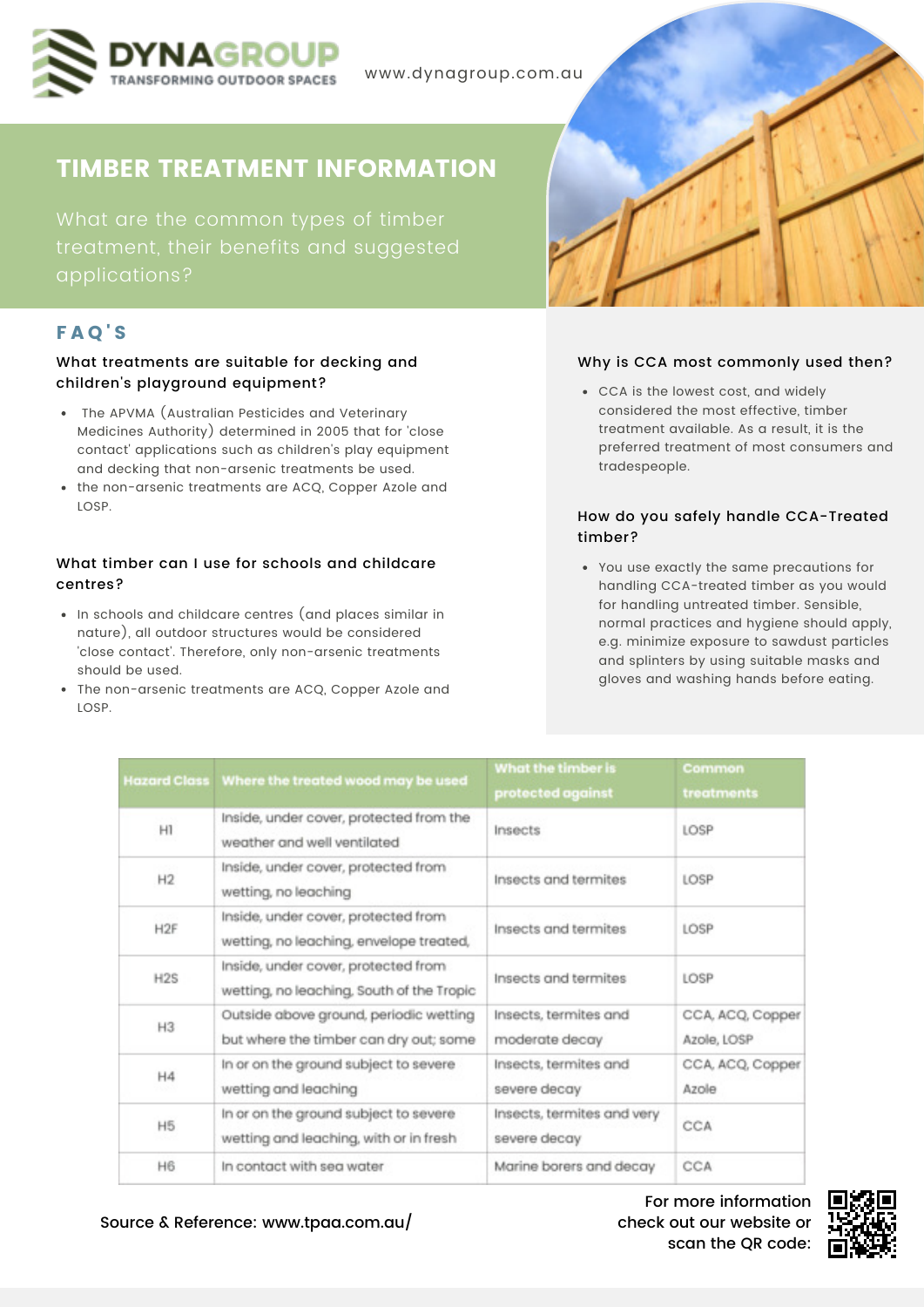DYNAGROUP
TRANSFORMING OUTDOOR SPACES

www.dynagroup.com.au

# TIMBER TREATMENT INFORMATION

What are the common types of timber treatment, their benefits and suggested applications?

## FAQ'S

### What treatments are suitable for decking and children's playground equipment?

- The APVMA (Australian Pesticides and Veterinary Medicines Authority) determined in 2005 that for 'close contact' applications such as children's play equipment and decking that non-arsenic treatments be used.
- the non-arsenic treatments are ACQ, Copper Azole and LOSP.

### What timber can I use for schools and childcare centres?

- In schools and childcare centres (and places similar in nature), all outdoor structures would be considered 'close contact'. Therefore, only non-arsenic treatments should be used.
- The non-arsenic treatments are ACQ, Copper Azole and LOSP.

### Why is CCA most commonly used then?

- CCA is the lowest cost, and widely considered the most effective, timber treatment available. As a result, it is the preferred treatment of most consumers and tradespeople.

### How do you safely handle CCA-Treated timber?

- You use exactly the same precautions for handling CCA-treated timber as you would for handling untreated timber. Sensible, normal practices and hygiene should apply, e.g. minimize exposure to sawdust particles and splinters by using suitable masks and gloves and washing hands before eating.

| Hazard Class | Where the treated wood may be used | What the timber is protected against | Common treatments |
|---|---|---|---|
| H1 | Inside, under cover, protected from the weather and well ventilated | Insects | LOSP |
| H2 | Inside, under cover, protected from wetting, no leaching | Insects and termites | LOSP |
| H2F | Inside, under cover, protected from wetting, no leaching, envelope treated, | Insects and termites | LOSP |
| H2S | Inside, under cover, protected from wetting, no leaching, South of the Tropic | Insects and termites | LOSP |
| H3 | Outside above ground, periodic wetting but where the timber can dry out; some | Insects, termites and moderate decay | CCA, ACQ, Copper Azole, LOSP |
| H4 | In or on the ground subject to severe wetting and leaching | Insects, termites and severe decay | CCA, ACQ, Copper Azole |
| H5 | In or on the ground subject to severe wetting and leaching, with or in fresh | Insects, termites and very severe decay | CCA |
| H6 | In contact with sea water | Marine borers and decay | CCA |

Source & Reference: www.tpaa.com.au/

For more information check out our website or scan the QR code: